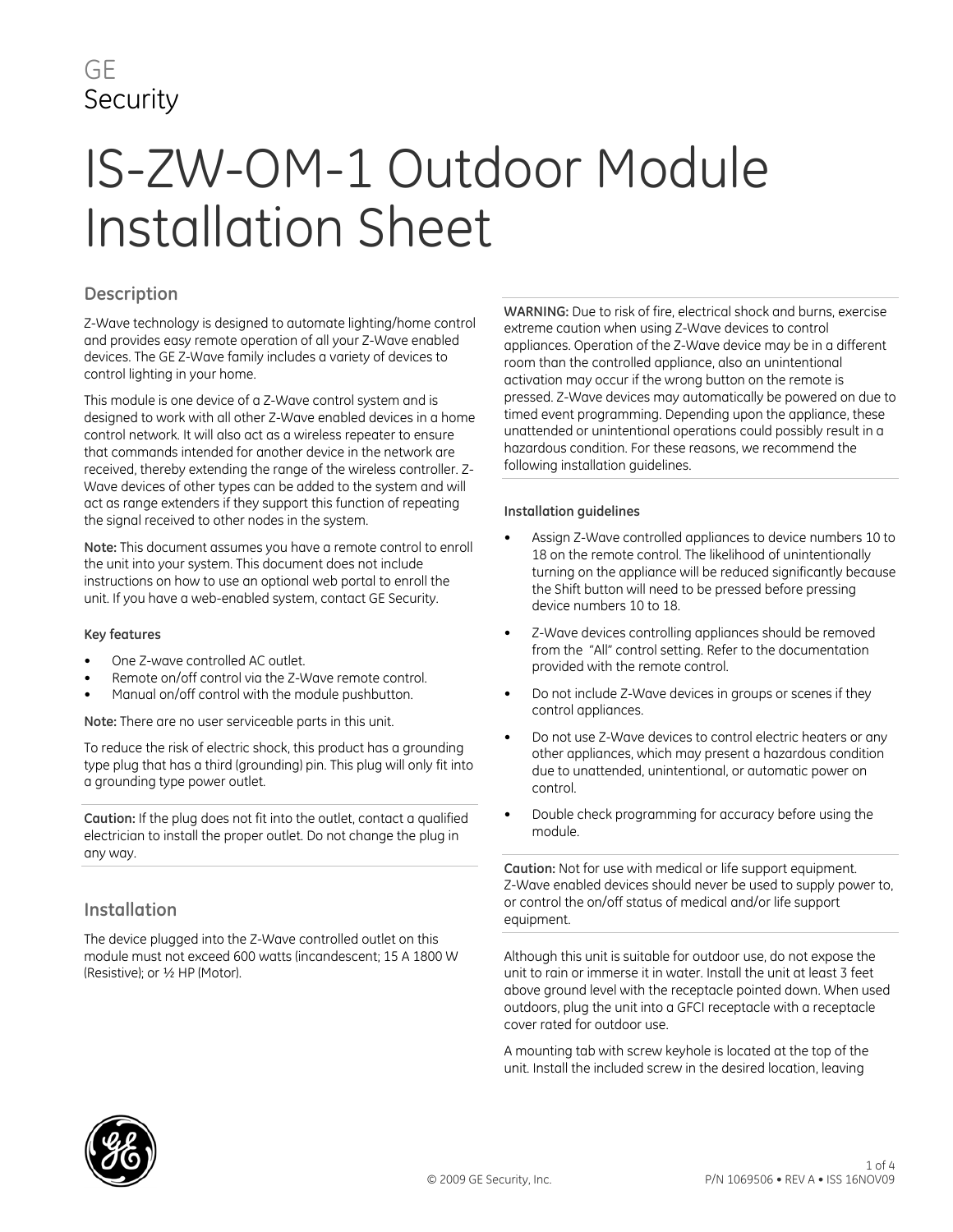GE
Security

# IS-ZW-OM-1 Outdoor Module Installation Sheet

## Description

Z-Wave technology is designed to automate lighting/home control and provides easy remote operation of all your Z-Wave enabled devices. The GE Z-Wave family includes a variety of devices to control lighting in your home.

This module is one device of a Z-Wave control system and is designed to work with all other Z-Wave enabled devices in a home control network. It will also act as a wireless repeater to ensure that commands intended for another device in the network are received, thereby extending the range of the wireless controller. Z-Wave devices of other types can be added to the system and will act as range extenders if they support this function of repeating the signal received to other nodes in the system.

**Note:** This document assumes you have a remote control to enroll the unit into your system. This document does not include instructions on how to use an optional web portal to enroll the unit. If you have a web-enabled system, contact GE Security.

#### Key features

- One Z-wave controlled AC outlet.
- Remote on/off control via the Z-Wave remote control.
- Manual on/off control with the module pushbutton.

**Note:** There are no user serviceable parts in this unit.

To reduce the risk of electric shock, this product has a grounding type plug that has a third (grounding) pin. This plug will only fit into a grounding type power outlet.

**Caution:** If the plug does not fit into the outlet, contact a qualified electrician to install the proper outlet. Do not change the plug in any way.

## Installation

The device plugged into the Z-Wave controlled outlet on this module must not exceed 600 watts (incandescent; 15 A 1800 W (Resistive); or ½ HP (Motor).

**WARNING:** Due to risk of fire, electrical shock and burns, exercise extreme caution when using Z-Wave devices to control appliances. Operation of the Z-Wave device may be in a different room than the controlled appliance, also an unintentional activation may occur if the wrong button on the remote is pressed. Z-Wave devices may automatically be powered on due to timed event programming. Depending upon the appliance, these unattended or unintentional operations could possibly result in a hazardous condition. For these reasons, we recommend the following installation guidelines.

#### Installation guidelines

- Assign Z-Wave controlled appliances to device numbers 10 to 18 on the remote control. The likelihood of unintentionally turning on the appliance will be reduced significantly because the Shift button will need to be pressed before pressing device numbers 10 to 18.
- Z-Wave devices controlling appliances should be removed from the "All" control setting. Refer to the documentation provided with the remote control.
- Do not include Z-Wave devices in groups or scenes if they control appliances.
- Do not use Z-Wave devices to control electric heaters or any other appliances, which may present a hazardous condition due to unattended, unintentional, or automatic power on control.
- Double check programming for accuracy before using the module.

**Caution:** Not for use with medical or life support equipment. Z-Wave enabled devices should never be used to supply power to, or control the on/off status of medical and/or life support equipment.

Although this unit is suitable for outdoor use, do not expose the unit to rain or immerse it in water. Install the unit at least 3 feet above ground level with the receptacle pointed down. When used outdoors, plug the unit into a GFCI receptacle with a receptacle cover rated for outdoor use.

A mounting tab with screw keyhole is located at the top of the unit. Install the included screw in the desired location, leaving

© 2009 GE Security, Inc.

P/N 1069506 • REV A • ISS 16NOV09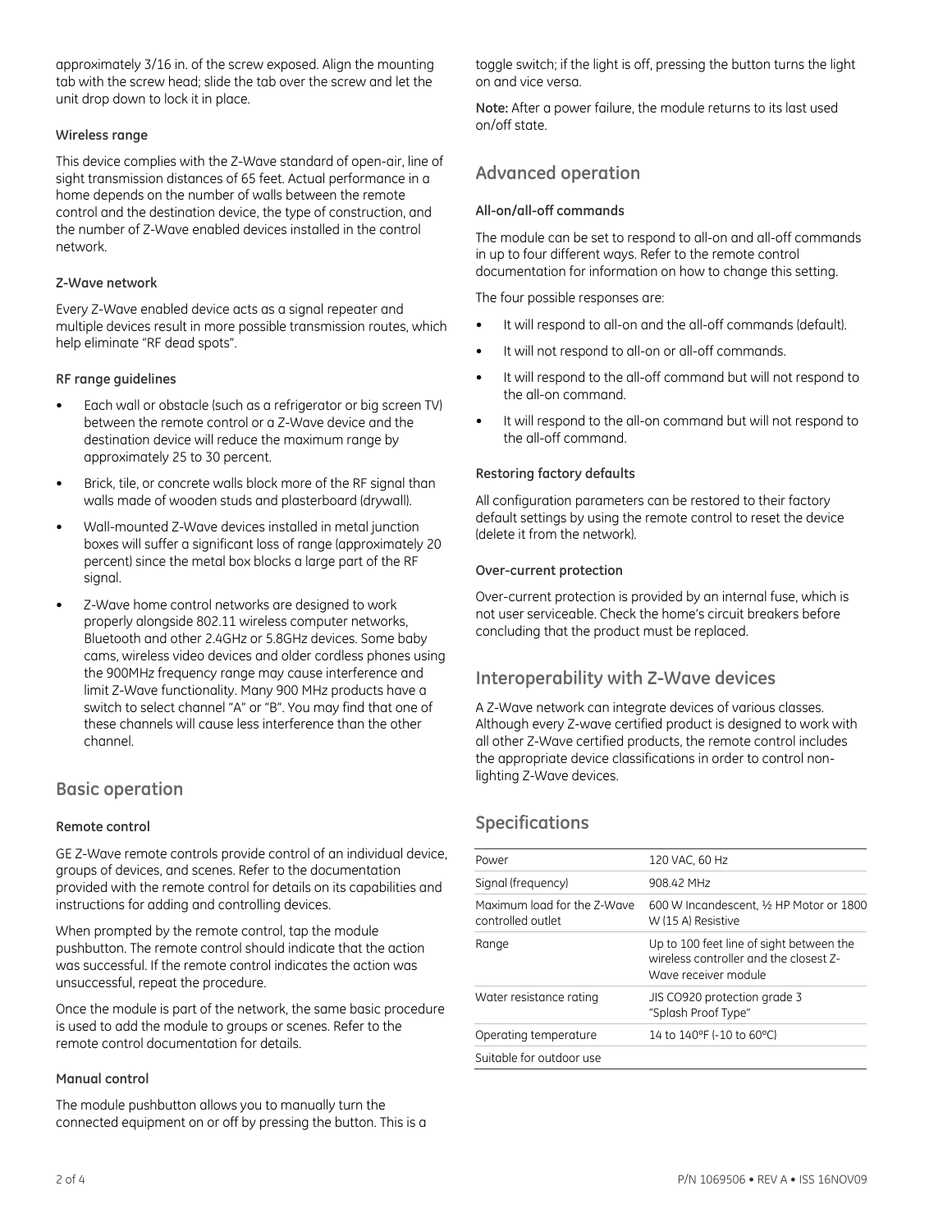approximately 3/16 in. of the screw exposed. Align the mounting tab with the screw head; slide the tab over the screw and let the unit drop down to lock it in place.

### Wireless range

This device complies with the Z-Wave standard of open-air, line of sight transmission distances of 65 feet. Actual performance in a home depends on the number of walls between the remote control and the destination device, the type of construction, and the number of Z-Wave enabled devices installed in the control network.

### Z-Wave network

Every Z-Wave enabled device acts as a signal repeater and multiple devices result in more possible transmission routes, which help eliminate "RF dead spots".

### RF range guidelines

- Each wall or obstacle (such as a refrigerator or big screen TV) between the remote control or a Z-Wave device and the destination device will reduce the maximum range by approximately 25 to 30 percent.
- Brick, tile, or concrete walls block more of the RF signal than walls made of wooden studs and plasterboard (drywall).
- Wall-mounted Z-Wave devices installed in metal junction boxes will suffer a significant loss of range (approximately 20 percent) since the metal box blocks a large part of the RF signal.
- Z-Wave home control networks are designed to work properly alongside 802.11 wireless computer networks, Bluetooth and other 2.4GHz or 5.8GHz devices. Some baby cams, wireless video devices and older cordless phones using the 900MHz frequency range may cause interference and limit Z-Wave functionality. Many 900 MHz products have a switch to select channel "A" or "B". You may find that one of these channels will cause less interference than the other channel.

## Basic operation

### Remote control

GE Z-Wave remote controls provide control of an individual device, groups of devices, and scenes. Refer to the documentation provided with the remote control for details on its capabilities and instructions for adding and controlling devices.

When prompted by the remote control, tap the module pushbutton. The remote control should indicate that the action was successful. If the remote control indicates the action was unsuccessful, repeat the procedure.

Once the module is part of the network, the same basic procedure is used to add the module to groups or scenes. Refer to the remote control documentation for details.

### Manual control

The module pushbutton allows you to manually turn the connected equipment on or off by pressing the button. This is a toggle switch; if the light is off, pressing the button turns the light on and vice versa.

**Note:** After a power failure, the module returns to its last used on/off state.

## Advanced operation

### All-on/all-off commands

The module can be set to respond to all-on and all-off commands in up to four different ways. Refer to the remote control documentation for information on how to change this setting.

The four possible responses are:

- It will respond to all-on and the all-off commands (default).
- It will not respond to all-on or all-off commands.
- It will respond to the all-off command but will not respond to the all-on command.
- It will respond to the all-on command but will not respond to the all-off command.

### Restoring factory defaults

All configuration parameters can be restored to their factory default settings by using the remote control to reset the device (delete it from the network).

### Over-current protection

Over-current protection is provided by an internal fuse, which is not user serviceable. Check the home's circuit breakers before concluding that the product must be replaced.

## Interoperability with Z-Wave devices

A Z-Wave network can integrate devices of various classes. Although every Z-wave certified product is designed to work with all other Z-Wave certified products, the remote control includes the appropriate device classifications in order to control non-lighting Z-Wave devices.

## Specifications

| | |
|---|---|
| Power | 120 VAC, 60 Hz |
| Signal (frequency) | 908.42 MHz |
| Maximum load for the Z-Wave controlled outlet | 600 W Incandescent, ½ HP Motor or 1800 W (15 A) Resistive |
| Range | Up to 100 feet line of sight between the wireless controller and the closest Z-Wave receiver module |
| Water resistance rating | JIS CO920 protection grade 3 "Splash Proof Type" |
| Operating temperature | 14 to 140°F (-10 to 60°C) |
| Suitable for outdoor use | |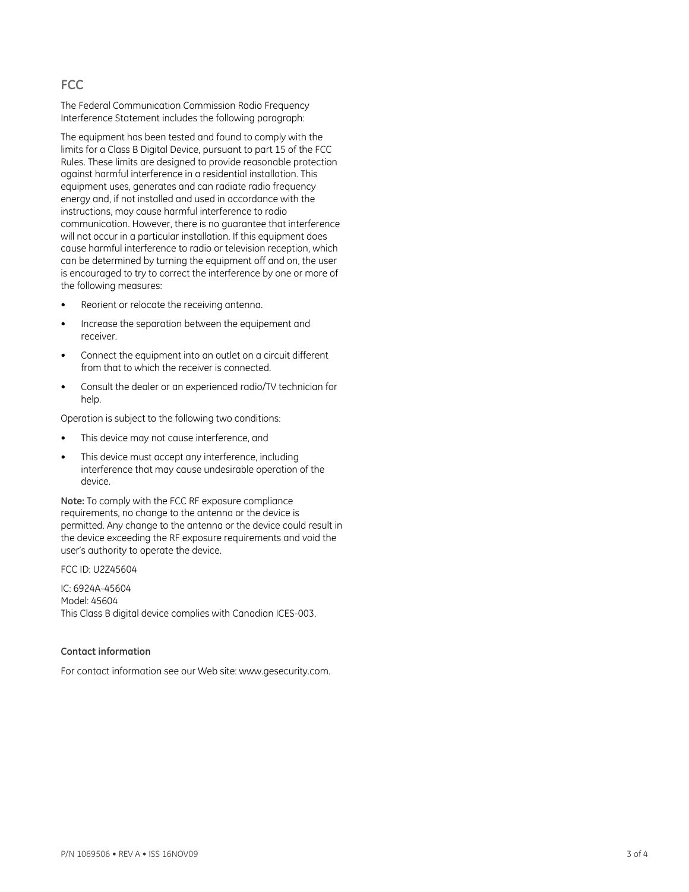## FCC

The Federal Communication Commission Radio Frequency Interference Statement includes the following paragraph:

The equipment has been tested and found to comply with the limits for a Class B Digital Device, pursuant to part 15 of the FCC Rules. These limits are designed to provide reasonable protection against harmful interference in a residential installation. This equipment uses, generates and can radiate radio frequency energy and, if not installed and used in accordance with the instructions, may cause harmful interference to radio communication. However, there is no guarantee that interference will not occur in a particular installation. If this equipment does cause harmful interference to radio or television reception, which can be determined by turning the equipment off and on, the user is encouraged to try to correct the interference by one or more of the following measures:

- Reorient or relocate the receiving antenna.
- Increase the separation between the equipement and receiver.
- Connect the equipment into an outlet on a circuit different from that to which the receiver is connected.
- Consult the dealer or an experienced radio/TV technician for help.

Operation is subject to the following two conditions:

- This device may not cause interference, and
- This device must accept any interference, including interference that may cause undesirable operation of the device.

**Note:** To comply with the FCC RF exposure compliance requirements, no change to the antenna or the device is permitted. Any change to the antenna or the device could result in the device exceeding the RF exposure requirements and void the user's authority to operate the device.

FCC ID: U2Z45604

IC: 6924A-45604
Model: 45604
This Class B digital device complies with Canadian ICES-003.

### Contact information

For contact information see our Web site: www.gesecurity.com.